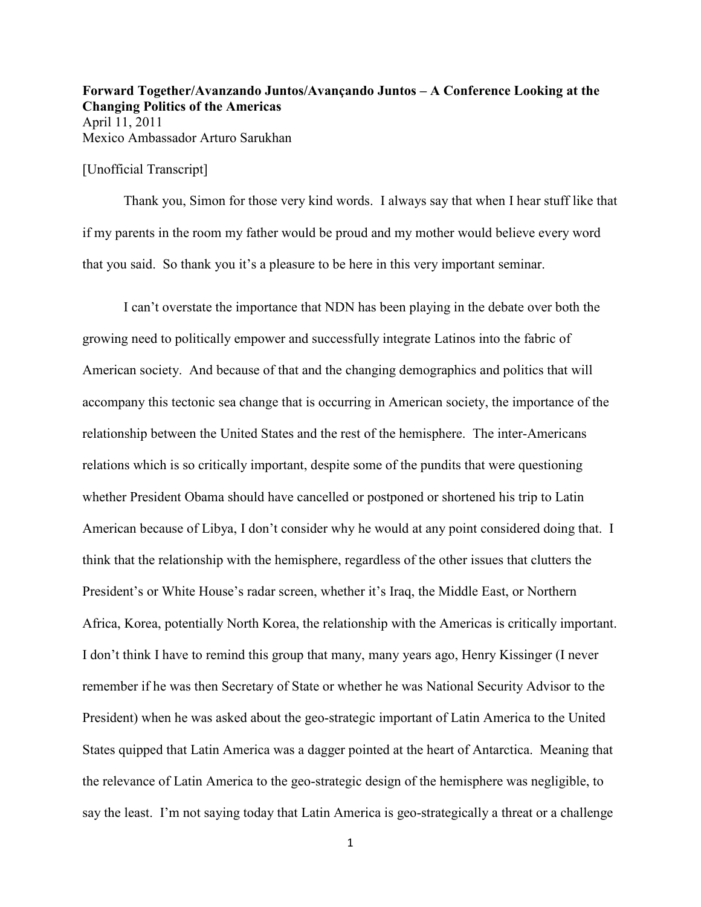**Forward Together/Avanzando Juntos/Avançando Juntos – A Conference Looking at the Changing Politics of the Americas**
April 11, 2011
Mexico Ambassador Arturo Sarukhan

[Unofficial Transcript]

Thank you, Simon for those very kind words. I always say that when I hear stuff like that if my parents in the room my father would be proud and my mother would believe every word that you said. So thank you it's a pleasure to be here in this very important seminar.

I can't overstate the importance that NDN has been playing in the debate over both the growing need to politically empower and successfully integrate Latinos into the fabric of American society. And because of that and the changing demographics and politics that will accompany this tectonic sea change that is occurring in American society, the importance of the relationship between the United States and the rest of the hemisphere. The inter-Americans relations which is so critically important, despite some of the pundits that were questioning whether President Obama should have cancelled or postponed or shortened his trip to Latin American because of Libya, I don't consider why he would at any point considered doing that. I think that the relationship with the hemisphere, regardless of the other issues that clutters the President's or White House's radar screen, whether it's Iraq, the Middle East, or Northern Africa, Korea, potentially North Korea, the relationship with the Americas is critically important. I don't think I have to remind this group that many, many years ago, Henry Kissinger (I never remember if he was then Secretary of State or whether he was National Security Advisor to the President) when he was asked about the geo-strategic important of Latin America to the United States quipped that Latin America was a dagger pointed at the heart of Antarctica. Meaning that the relevance of Latin America to the geo-strategic design of the hemisphere was negligible, to say the least. I'm not saying today that Latin America is geo-strategically a threat or a challenge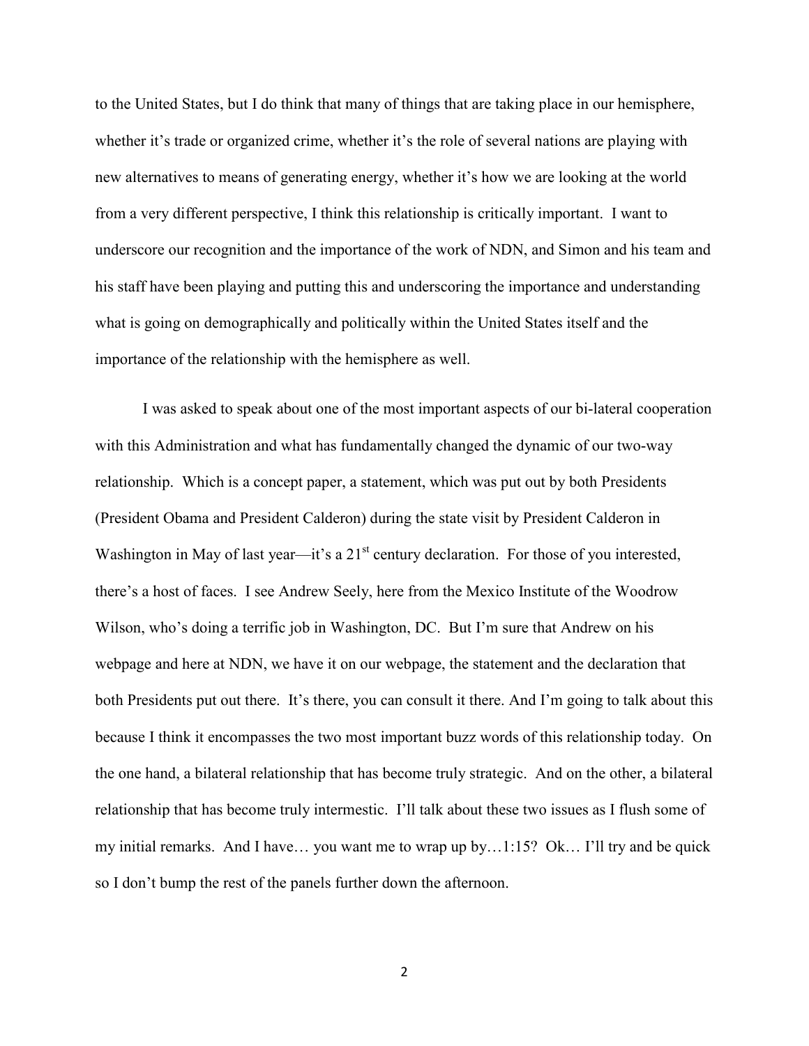to the United States, but I do think that many of things that are taking place in our hemisphere, whether it's trade or organized crime, whether it's the role of several nations are playing with new alternatives to means of generating energy, whether it's how we are looking at the world from a very different perspective, I think this relationship is critically important. I want to underscore our recognition and the importance of the work of NDN, and Simon and his team and his staff have been playing and putting this and underscoring the importance and understanding what is going on demographically and politically within the United States itself and the importance of the relationship with the hemisphere as well.

I was asked to speak about one of the most important aspects of our bi-lateral cooperation with this Administration and what has fundamentally changed the dynamic of our two-way relationship. Which is a concept paper, a statement, which was put out by both Presidents (President Obama and President Calderon) during the state visit by President Calderon in Washington in May of last year—it's a 21st century declaration. For those of you interested, there's a host of faces. I see Andrew Seely, here from the Mexico Institute of the Woodrow Wilson, who's doing a terrific job in Washington, DC. But I'm sure that Andrew on his webpage and here at NDN, we have it on our webpage, the statement and the declaration that both Presidents put out there. It's there, you can consult it there. And I'm going to talk about this because I think it encompasses the two most important buzz words of this relationship today. On the one hand, a bilateral relationship that has become truly strategic. And on the other, a bilateral relationship that has become truly intermestic. I'll talk about these two issues as I flush some of my initial remarks. And I have… you want me to wrap up by…1:15? Ok… I'll try and be quick so I don't bump the rest of the panels further down the afternoon.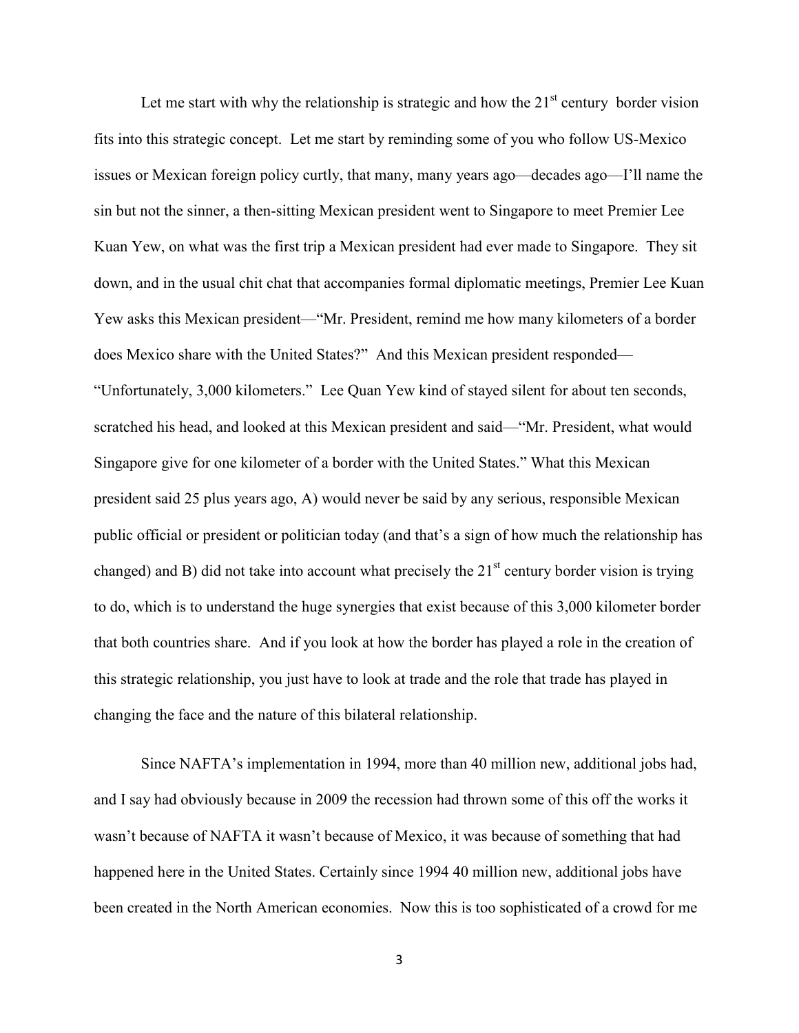Let me start with why the relationship is strategic and how the 21st century border vision fits into this strategic concept. Let me start by reminding some of you who follow US-Mexico issues or Mexican foreign policy curtly, that many, many years ago—decades ago—I'll name the sin but not the sinner, a then-sitting Mexican president went to Singapore to meet Premier Lee Kuan Yew, on what was the first trip a Mexican president had ever made to Singapore. They sit down, and in the usual chit chat that accompanies formal diplomatic meetings, Premier Lee Kuan Yew asks this Mexican president—"Mr. President, remind me how many kilometers of a border does Mexico share with the United States?" And this Mexican president responded—"Unfortunately, 3,000 kilometers." Lee Quan Yew kind of stayed silent for about ten seconds, scratched his head, and looked at this Mexican president and said—"Mr. President, what would Singapore give for one kilometer of a border with the United States." What this Mexican president said 25 plus years ago, A) would never be said by any serious, responsible Mexican public official or president or politician today (and that's a sign of how much the relationship has changed) and B) did not take into account what precisely the 21st century border vision is trying to do, which is to understand the huge synergies that exist because of this 3,000 kilometer border that both countries share. And if you look at how the border has played a role in the creation of this strategic relationship, you just have to look at trade and the role that trade has played in changing the face and the nature of this bilateral relationship.

Since NAFTA's implementation in 1994, more than 40 million new, additional jobs had, and I say had obviously because in 2009 the recession had thrown some of this off the works it wasn't because of NAFTA it wasn't because of Mexico, it was because of something that had happened here in the United States. Certainly since 1994 40 million new, additional jobs have been created in the North American economies. Now this is too sophisticated of a crowd for me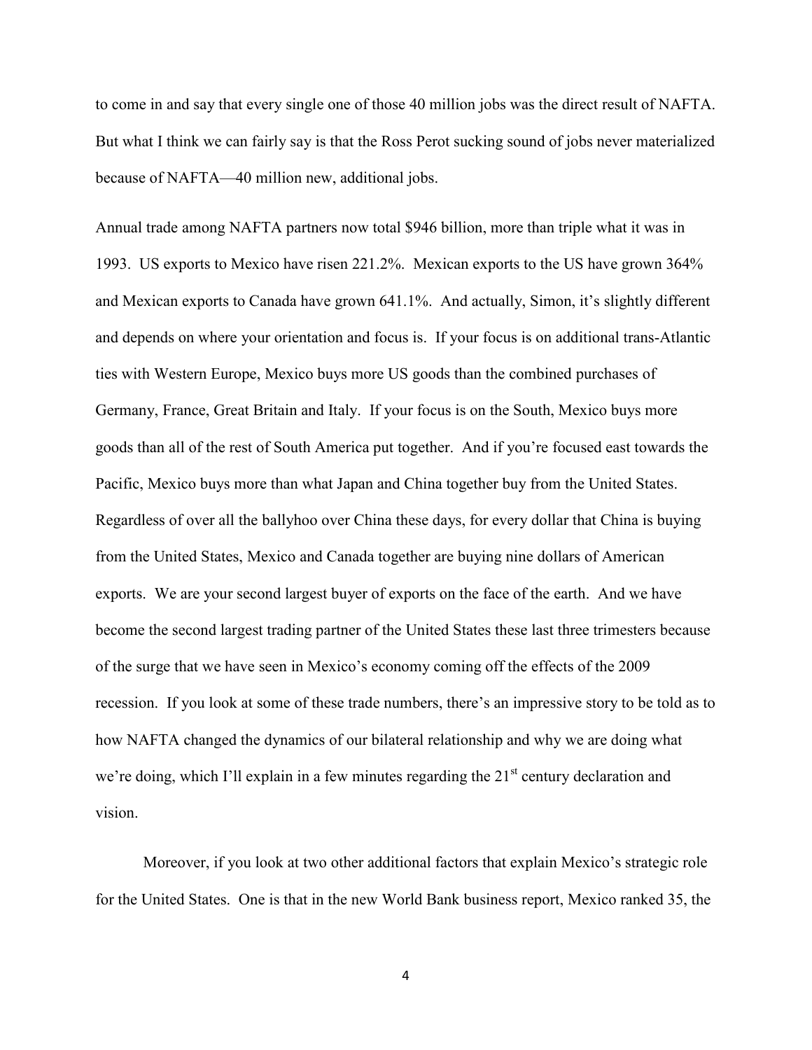to come in and say that every single one of those 40 million jobs was the direct result of NAFTA. But what I think we can fairly say is that the Ross Perot sucking sound of jobs never materialized because of NAFTA—40 million new, additional jobs.

Annual trade among NAFTA partners now total $946 billion, more than triple what it was in 1993. US exports to Mexico have risen 221.2%. Mexican exports to the US have grown 364% and Mexican exports to Canada have grown 641.1%. And actually, Simon, it's slightly different and depends on where your orientation and focus is. If your focus is on additional trans-Atlantic ties with Western Europe, Mexico buys more US goods than the combined purchases of Germany, France, Great Britain and Italy. If your focus is on the South, Mexico buys more goods than all of the rest of South America put together. And if you're focused east towards the Pacific, Mexico buys more than what Japan and China together buy from the United States. Regardless of over all the ballyhoo over China these days, for every dollar that China is buying from the United States, Mexico and Canada together are buying nine dollars of American exports. We are your second largest buyer of exports on the face of the earth. And we have become the second largest trading partner of the United States these last three trimesters because of the surge that we have seen in Mexico's economy coming off the effects of the 2009 recession. If you look at some of these trade numbers, there's an impressive story to be told as to how NAFTA changed the dynamics of our bilateral relationship and why we are doing what we're doing, which I'll explain in a few minutes regarding the 21st century declaration and vision.

Moreover, if you look at two other additional factors that explain Mexico's strategic role for the United States. One is that in the new World Bank business report, Mexico ranked 35, the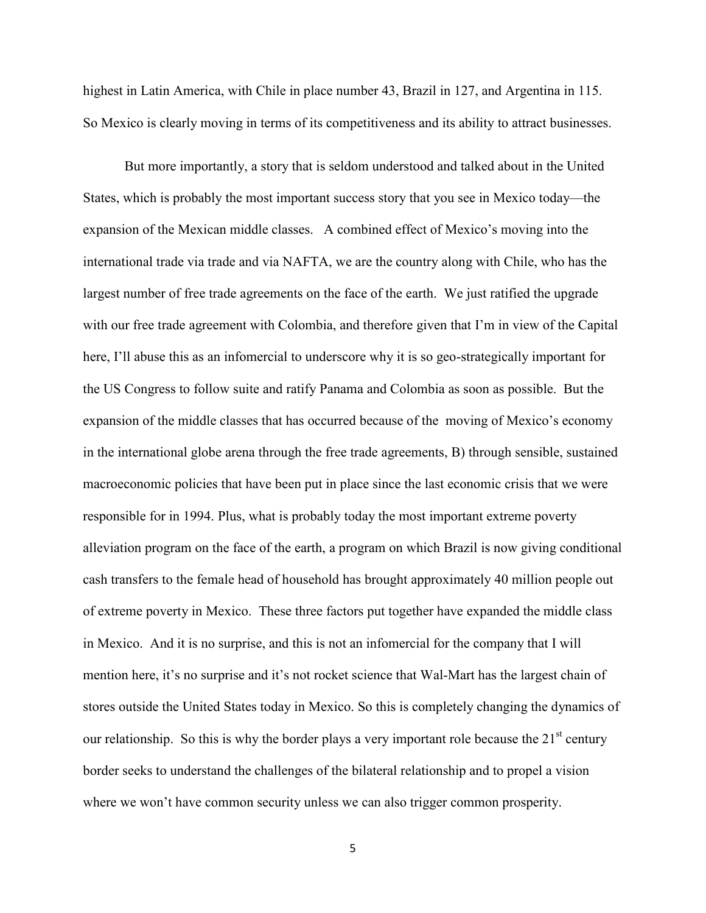highest in Latin America, with Chile in place number 43, Brazil in 127, and Argentina in 115. So Mexico is clearly moving in terms of its competitiveness and its ability to attract businesses.

But more importantly, a story that is seldom understood and talked about in the United States, which is probably the most important success story that you see in Mexico today—the expansion of the Mexican middle classes. A combined effect of Mexico's moving into the international trade via trade and via NAFTA, we are the country along with Chile, who has the largest number of free trade agreements on the face of the earth. We just ratified the upgrade with our free trade agreement with Colombia, and therefore given that I'm in view of the Capital here, I'll abuse this as an infomercial to underscore why it is so geo-strategically important for the US Congress to follow suite and ratify Panama and Colombia as soon as possible. But the expansion of the middle classes that has occurred because of the moving of Mexico's economy in the international globe arena through the free trade agreements, B) through sensible, sustained macroeconomic policies that have been put in place since the last economic crisis that we were responsible for in 1994. Plus, what is probably today the most important extreme poverty alleviation program on the face of the earth, a program on which Brazil is now giving conditional cash transfers to the female head of household has brought approximately 40 million people out of extreme poverty in Mexico. These three factors put together have expanded the middle class in Mexico. And it is no surprise, and this is not an infomercial for the company that I will mention here, it's no surprise and it's not rocket science that Wal-Mart has the largest chain of stores outside the United States today in Mexico. So this is completely changing the dynamics of our relationship. So this is why the border plays a very important role because the 21st century border seeks to understand the challenges of the bilateral relationship and to propel a vision where we won't have common security unless we can also trigger common prosperity.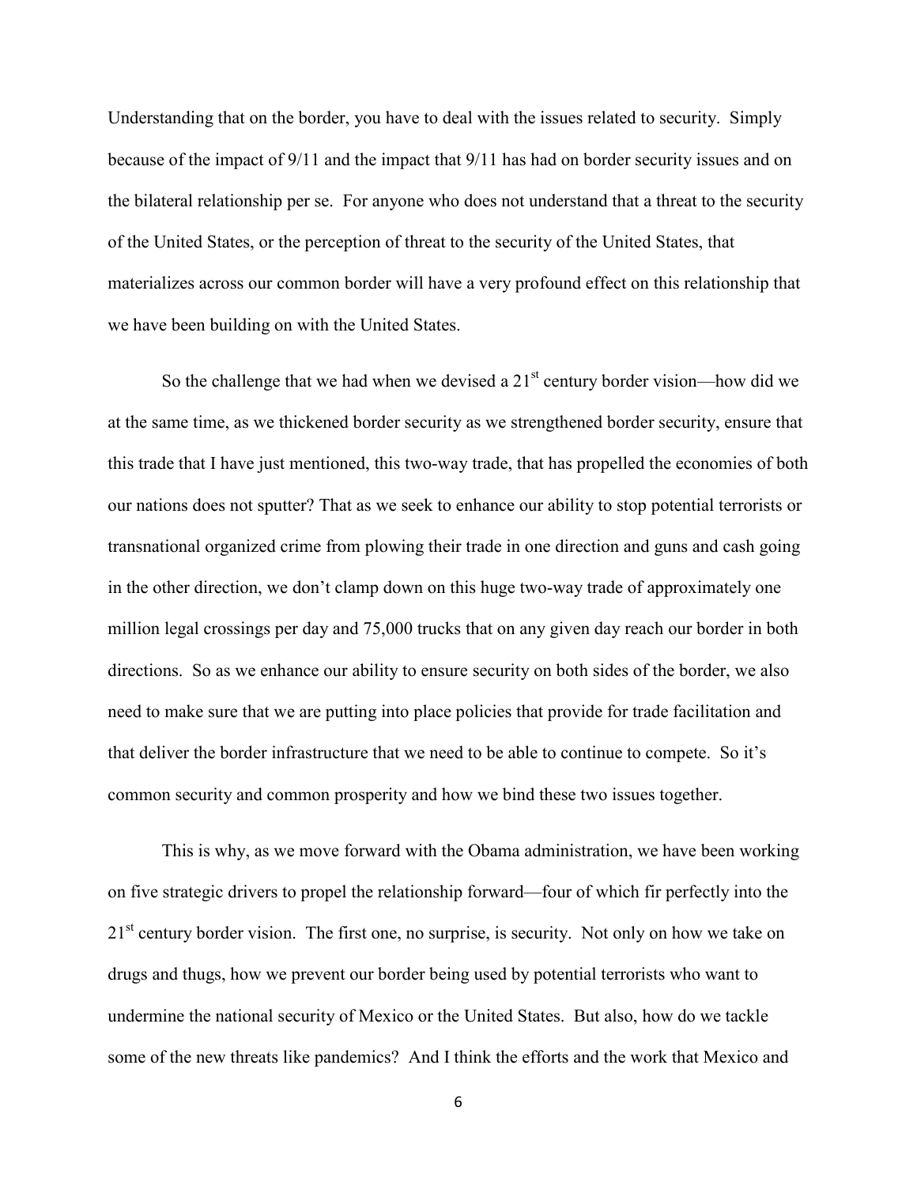Understanding that on the border, you have to deal with the issues related to security. Simply because of the impact of 9/11 and the impact that 9/11 has had on border security issues and on the bilateral relationship per se. For anyone who does not understand that a threat to the security of the United States, or the perception of threat to the security of the United States, that materializes across our common border will have a very profound effect on this relationship that we have been building on with the United States.

So the challenge that we had when we devised a 21st century border vision—how did we at the same time, as we thickened border security as we strengthened border security, ensure that this trade that I have just mentioned, this two-way trade, that has propelled the economies of both our nations does not sputter? That as we seek to enhance our ability to stop potential terrorists or transnational organized crime from plowing their trade in one direction and guns and cash going in the other direction, we don't clamp down on this huge two-way trade of approximately one million legal crossings per day and 75,000 trucks that on any given day reach our border in both directions. So as we enhance our ability to ensure security on both sides of the border, we also need to make sure that we are putting into place policies that provide for trade facilitation and that deliver the border infrastructure that we need to be able to continue to compete. So it's common security and common prosperity and how we bind these two issues together.

This is why, as we move forward with the Obama administration, we have been working on five strategic drivers to propel the relationship forward—four of which fir perfectly into the 21st century border vision. The first one, no surprise, is security. Not only on how we take on drugs and thugs, how we prevent our border being used by potential terrorists who want to undermine the national security of Mexico or the United States. But also, how do we tackle some of the new threats like pandemics? And I think the efforts and the work that Mexico and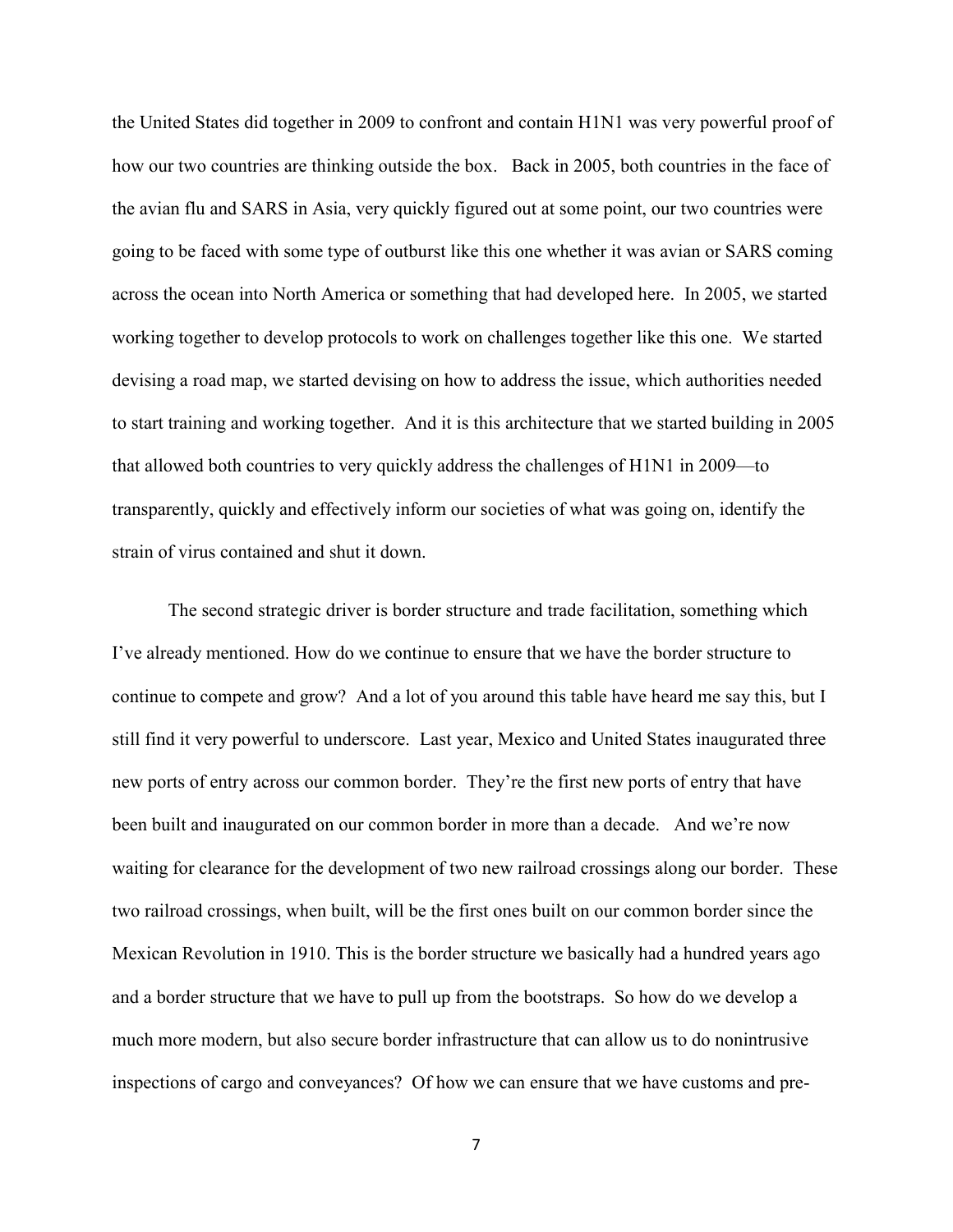the United States did together in 2009 to confront and contain H1N1 was very powerful proof of how our two countries are thinking outside the box. Back in 2005, both countries in the face of the avian flu and SARS in Asia, very quickly figured out at some point, our two countries were going to be faced with some type of outburst like this one whether it was avian or SARS coming across the ocean into North America or something that had developed here. In 2005, we started working together to develop protocols to work on challenges together like this one. We started devising a road map, we started devising on how to address the issue, which authorities needed to start training and working together. And it is this architecture that we started building in 2005 that allowed both countries to very quickly address the challenges of H1N1 in 2009—to transparently, quickly and effectively inform our societies of what was going on, identify the strain of virus contained and shut it down.

The second strategic driver is border structure and trade facilitation, something which I've already mentioned. How do we continue to ensure that we have the border structure to continue to compete and grow? And a lot of you around this table have heard me say this, but I still find it very powerful to underscore. Last year, Mexico and United States inaugurated three new ports of entry across our common border. They're the first new ports of entry that have been built and inaugurated on our common border in more than a decade. And we're now waiting for clearance for the development of two new railroad crossings along our border. These two railroad crossings, when built, will be the first ones built on our common border since the Mexican Revolution in 1910. This is the border structure we basically had a hundred years ago and a border structure that we have to pull up from the bootstraps. So how do we develop a much more modern, but also secure border infrastructure that can allow us to do nonintrusive inspections of cargo and conveyances? Of how we can ensure that we have customs and pre-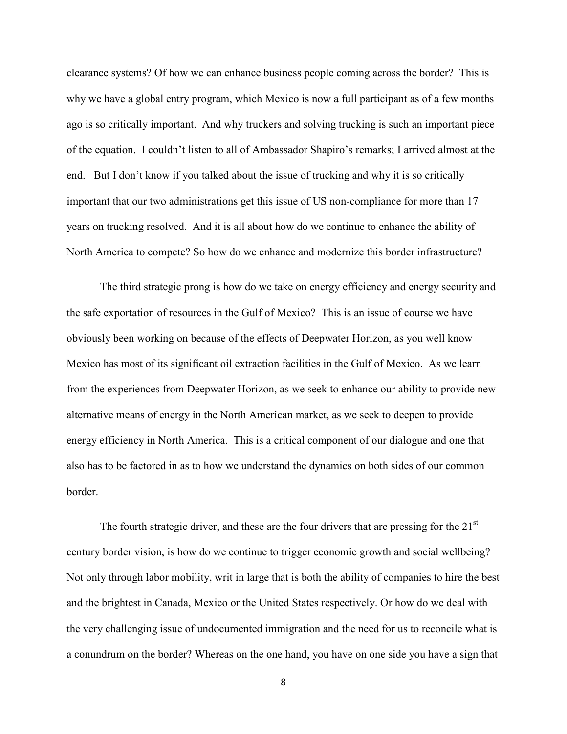clearance systems? Of how we can enhance business people coming across the border? This is why we have a global entry program, which Mexico is now a full participant as of a few months ago is so critically important. And why truckers and solving trucking is such an important piece of the equation. I couldn't listen to all of Ambassador Shapiro's remarks; I arrived almost at the end. But I don't know if you talked about the issue of trucking and why it is so critically important that our two administrations get this issue of US non-compliance for more than 17 years on trucking resolved. And it is all about how do we continue to enhance the ability of North America to compete? So how do we enhance and modernize this border infrastructure?

The third strategic prong is how do we take on energy efficiency and energy security and the safe exportation of resources in the Gulf of Mexico? This is an issue of course we have obviously been working on because of the effects of Deepwater Horizon, as you well know Mexico has most of its significant oil extraction facilities in the Gulf of Mexico. As we learn from the experiences from Deepwater Horizon, as we seek to enhance our ability to provide new alternative means of energy in the North American market, as we seek to deepen to provide energy efficiency in North America. This is a critical component of our dialogue and one that also has to be factored in as to how we understand the dynamics on both sides of our common border.

The fourth strategic driver, and these are the four drivers that are pressing for the 21st century border vision, is how do we continue to trigger economic growth and social wellbeing? Not only through labor mobility, writ in large that is both the ability of companies to hire the best and the brightest in Canada, Mexico or the United States respectively. Or how do we deal with the very challenging issue of undocumented immigration and the need for us to reconcile what is a conundrum on the border? Whereas on the one hand, you have on one side you have a sign that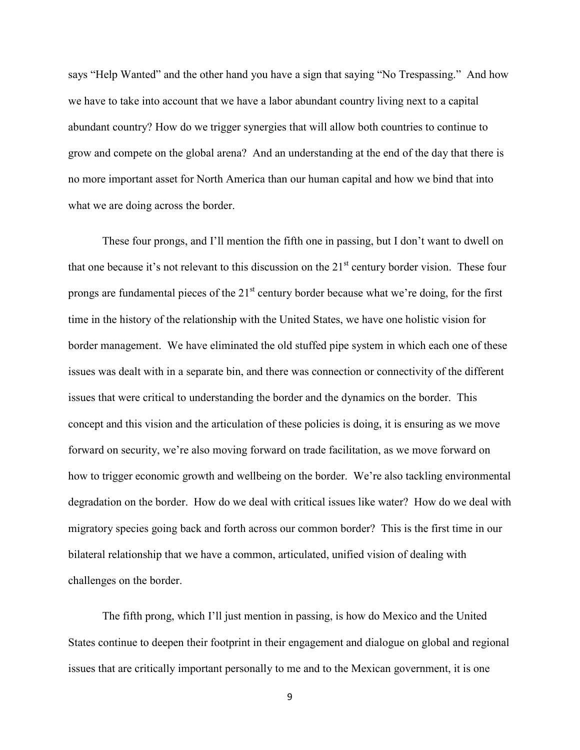says "Help Wanted" and the other hand you have a sign that saying "No Trespassing." And how we have to take into account that we have a labor abundant country living next to a capital abundant country? How do we trigger synergies that will allow both countries to continue to grow and compete on the global arena? And an understanding at the end of the day that there is no more important asset for North America than our human capital and how we bind that into what we are doing across the border.

These four prongs, and I'll mention the fifth one in passing, but I don't want to dwell on that one because it's not relevant to this discussion on the 21st century border vision. These four prongs are fundamental pieces of the 21st century border because what we're doing, for the first time in the history of the relationship with the United States, we have one holistic vision for border management. We have eliminated the old stuffed pipe system in which each one of these issues was dealt with in a separate bin, and there was connection or connectivity of the different issues that were critical to understanding the border and the dynamics on the border. This concept and this vision and the articulation of these policies is doing, it is ensuring as we move forward on security, we're also moving forward on trade facilitation, as we move forward on how to trigger economic growth and wellbeing on the border. We're also tackling environmental degradation on the border. How do we deal with critical issues like water? How do we deal with migratory species going back and forth across our common border? This is the first time in our bilateral relationship that we have a common, articulated, unified vision of dealing with challenges on the border.

The fifth prong, which I'll just mention in passing, is how do Mexico and the United States continue to deepen their footprint in their engagement and dialogue on global and regional issues that are critically important personally to me and to the Mexican government, it is one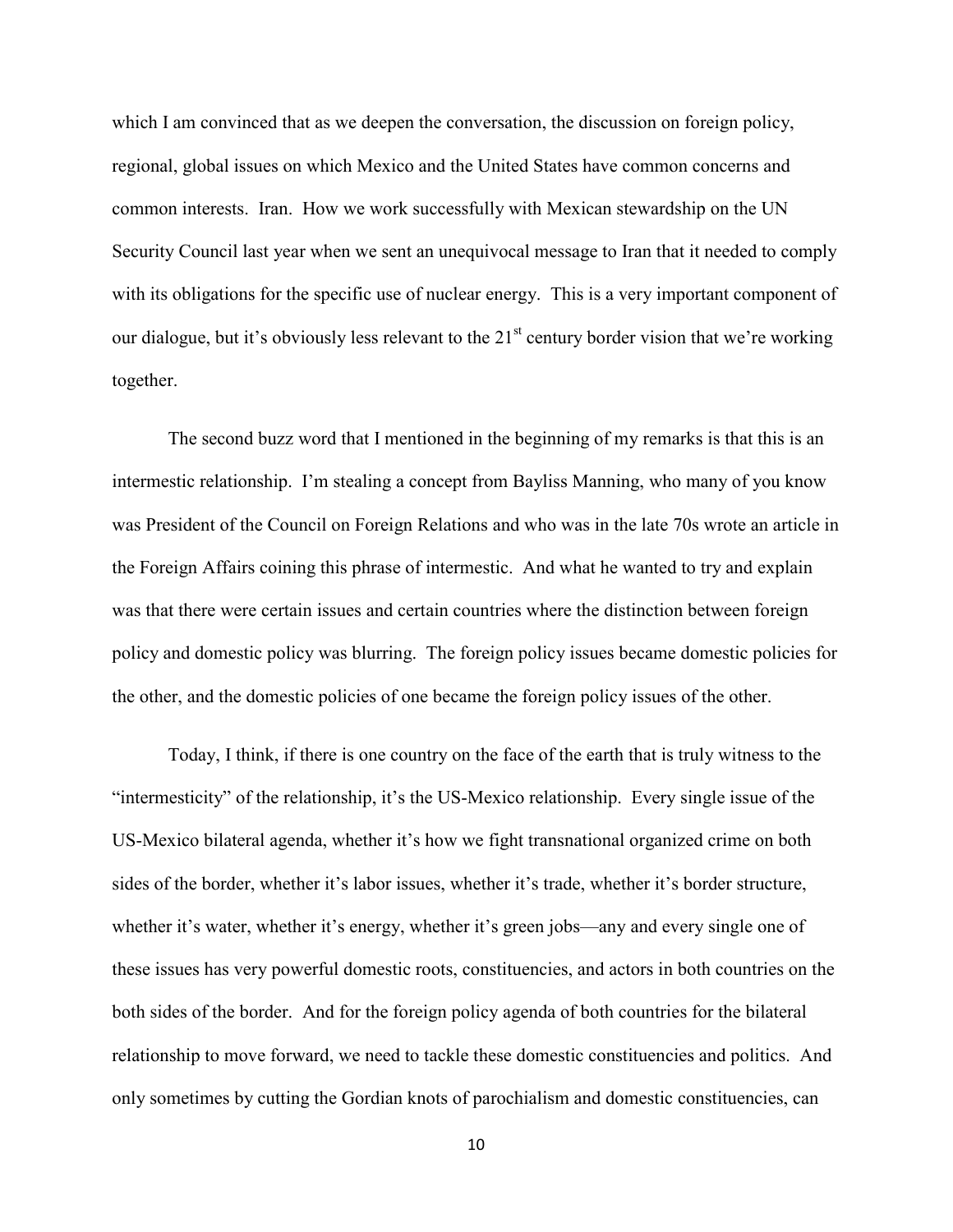which I am convinced that as we deepen the conversation, the discussion on foreign policy, regional, global issues on which Mexico and the United States have common concerns and common interests. Iran. How we work successfully with Mexican stewardship on the UN Security Council last year when we sent an unequivocal message to Iran that it needed to comply with its obligations for the specific use of nuclear energy. This is a very important component of our dialogue, but it's obviously less relevant to the 21st century border vision that we're working together.

The second buzz word that I mentioned in the beginning of my remarks is that this is an intermestic relationship. I'm stealing a concept from Bayliss Manning, who many of you know was President of the Council on Foreign Relations and who was in the late 70s wrote an article in the Foreign Affairs coining this phrase of intermestic. And what he wanted to try and explain was that there were certain issues and certain countries where the distinction between foreign policy and domestic policy was blurring. The foreign policy issues became domestic policies for the other, and the domestic policies of one became the foreign policy issues of the other.

Today, I think, if there is one country on the face of the earth that is truly witness to the "intermesticity" of the relationship, it's the US-Mexico relationship. Every single issue of the US-Mexico bilateral agenda, whether it's how we fight transnational organized crime on both sides of the border, whether it's labor issues, whether it's trade, whether it's border structure, whether it's water, whether it's energy, whether it's green jobs—any and every single one of these issues has very powerful domestic roots, constituencies, and actors in both countries on the both sides of the border. And for the foreign policy agenda of both countries for the bilateral relationship to move forward, we need to tackle these domestic constituencies and politics. And only sometimes by cutting the Gordian knots of parochialism and domestic constituencies, can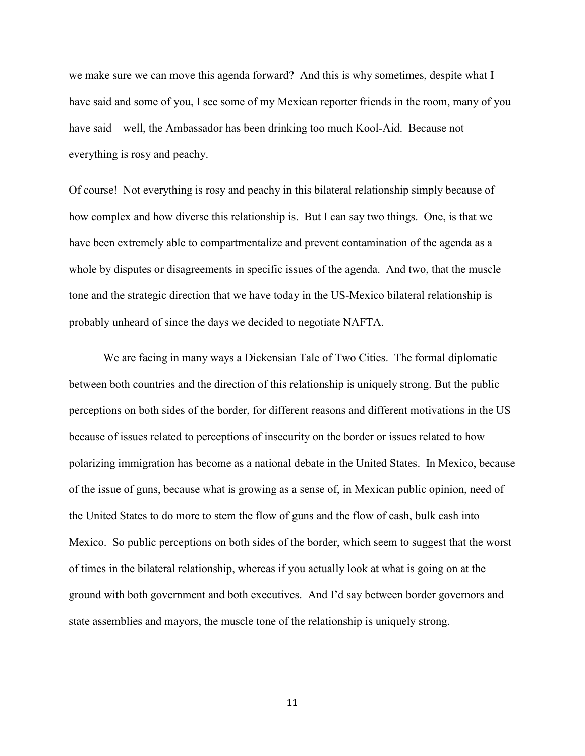we make sure we can move this agenda forward? And this is why sometimes, despite what I have said and some of you, I see some of my Mexican reporter friends in the room, many of you have said—well, the Ambassador has been drinking too much Kool-Aid. Because not everything is rosy and peachy.

Of course! Not everything is rosy and peachy in this bilateral relationship simply because of how complex and how diverse this relationship is. But I can say two things. One, is that we have been extremely able to compartmentalize and prevent contamination of the agenda as a whole by disputes or disagreements in specific issues of the agenda. And two, that the muscle tone and the strategic direction that we have today in the US-Mexico bilateral relationship is probably unheard of since the days we decided to negotiate NAFTA.

We are facing in many ways a Dickensian Tale of Two Cities. The formal diplomatic between both countries and the direction of this relationship is uniquely strong. But the public perceptions on both sides of the border, for different reasons and different motivations in the US because of issues related to perceptions of insecurity on the border or issues related to how polarizing immigration has become as a national debate in the United States. In Mexico, because of the issue of guns, because what is growing as a sense of, in Mexican public opinion, need of the United States to do more to stem the flow of guns and the flow of cash, bulk cash into Mexico. So public perceptions on both sides of the border, which seem to suggest that the worst of times in the bilateral relationship, whereas if you actually look at what is going on at the ground with both government and both executives. And I'd say between border governors and state assemblies and mayors, the muscle tone of the relationship is uniquely strong.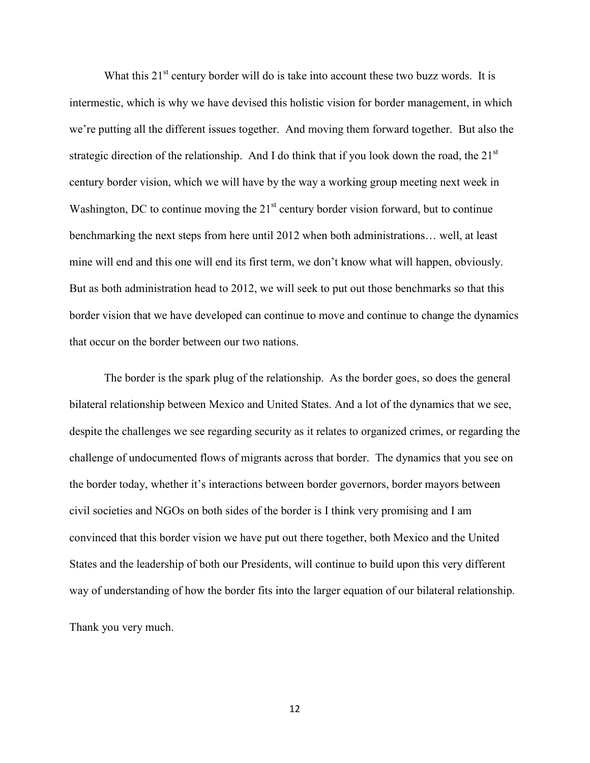What this 21st century border will do is take into account these two buzz words. It is intermestic, which is why we have devised this holistic vision for border management, in which we're putting all the different issues together. And moving them forward together. But also the strategic direction of the relationship. And I do think that if you look down the road, the 21st century border vision, which we will have by the way a working group meeting next week in Washington, DC to continue moving the 21st century border vision forward, but to continue benchmarking the next steps from here until 2012 when both administrations… well, at least mine will end and this one will end its first term, we don't know what will happen, obviously. But as both administration head to 2012, we will seek to put out those benchmarks so that this border vision that we have developed can continue to move and continue to change the dynamics that occur on the border between our two nations.

The border is the spark plug of the relationship. As the border goes, so does the general bilateral relationship between Mexico and United States. And a lot of the dynamics that we see, despite the challenges we see regarding security as it relates to organized crimes, or regarding the challenge of undocumented flows of migrants across that border. The dynamics that you see on the border today, whether it's interactions between border governors, border mayors between civil societies and NGOs on both sides of the border is I think very promising and I am convinced that this border vision we have put out there together, both Mexico and the United States and the leadership of both our Presidents, will continue to build upon this very different way of understanding of how the border fits into the larger equation of our bilateral relationship.

Thank you very much.